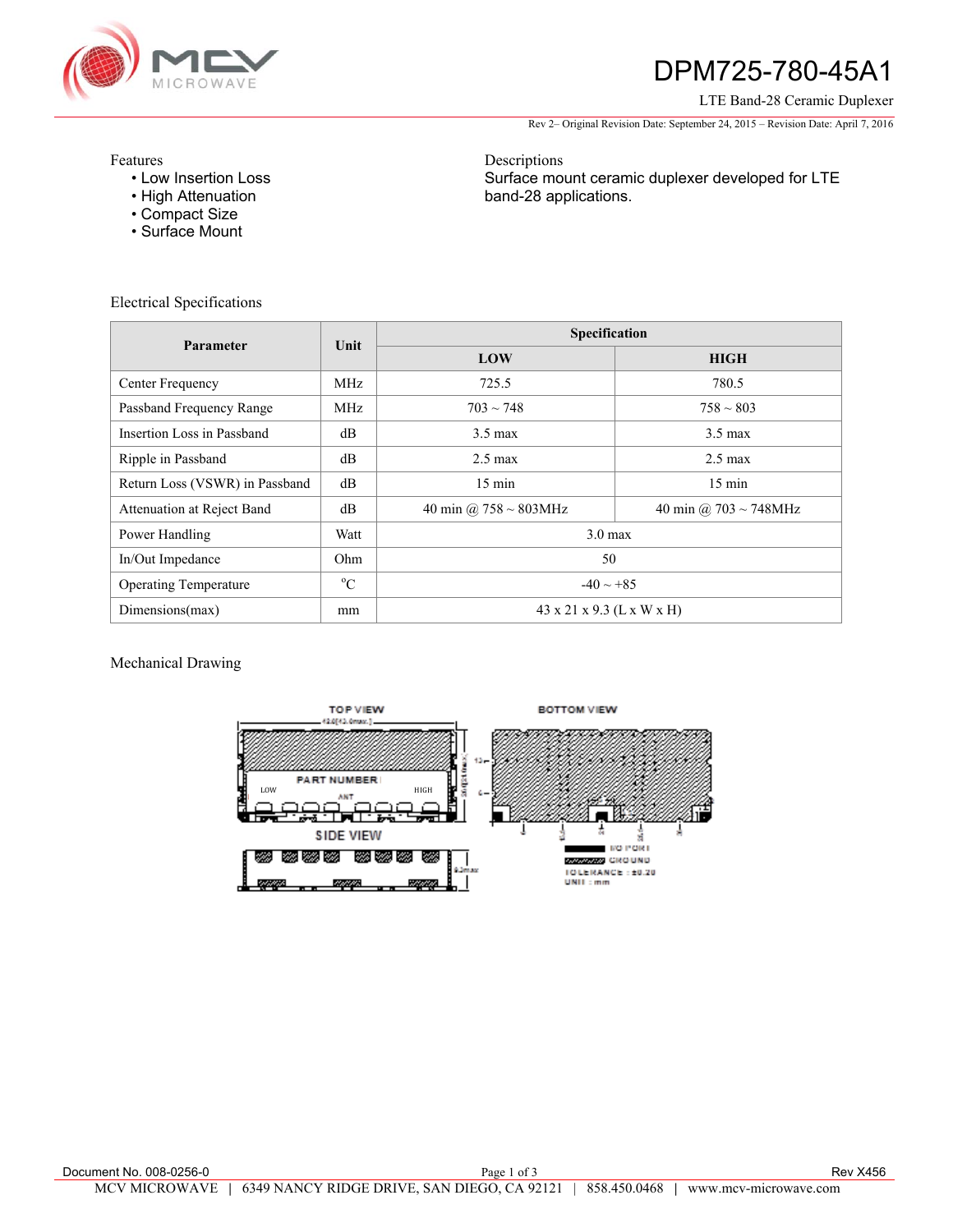# DPM725-780-45A1

LTE Band-28 Ceramic Duplexer

Rev 2– Original Revision Date: September 24, 2015 – Revision Date: April 7, 2016

## Features

- Low Insertion Loss
- High Attenuation
- Compact Size
- Surface Mount

## Descriptions

Surface mount ceramic duplexer developed for LTE band-28 applications.

## Electrical Specifications

| Parameter | Unit | Specification | |
|---|---|---|---|
| | | LOW | HIGH |
| Center Frequency | MHz | 725.5 | 780.5 |
| Passband Frequency Range | MHz | 703 ~ 748 | 758 ~ 803 |
| Insertion Loss in Passband | dB | 3.5 max | 3.5 max |
| Ripple in Passband | dB | 2.5 max | 2.5 max |
| Return Loss (VSWR) in Passband | dB | 15 min | 15 min |
| Attenuation at Reject Band | dB | 40 min @ 758 ~ 803MHz | 40 min @ 703 ~ 748MHz |
| Power Handling | Watt | 3.0 max | |
| In/Out Impedance | Ohm | 50 | |
| Operating Temperature | °C | -40 ~ +85 | |
| Dimensions(max) | mm | 43 x 21 x 9.3 (L x W x H) | |

## Mechanical Drawing

TOP VIEW

PART NUMBER

LOW ANT HIGH

SIDE VIEW

BOTTOM VIEW

I/O PORT

GROUND

TOLERANCE : ±0.20

UNIT : mm

Document No. 008-0256-0

Rev X456

MCV MICROWAVE | 6349 NANCY RIDGE DRIVE, SAN DIEGO, CA 92121 | 858.450.0468 | www.mcv-microwave.com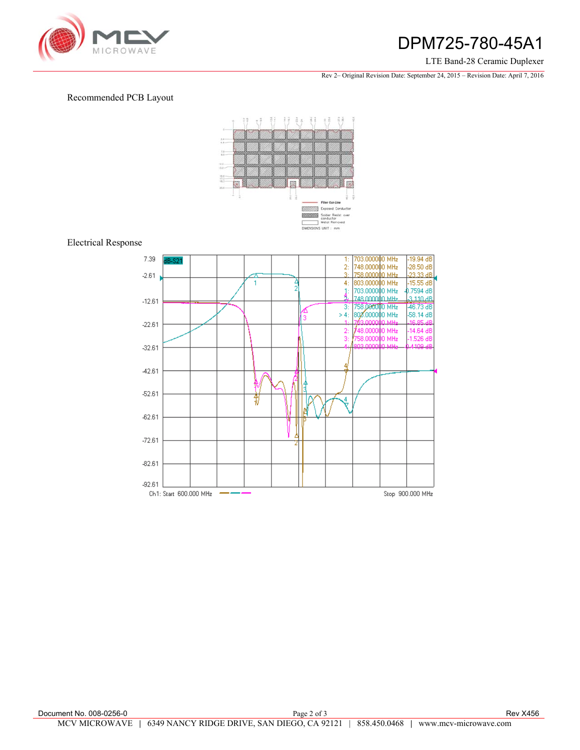Recommended PCB Layout

Electrical Response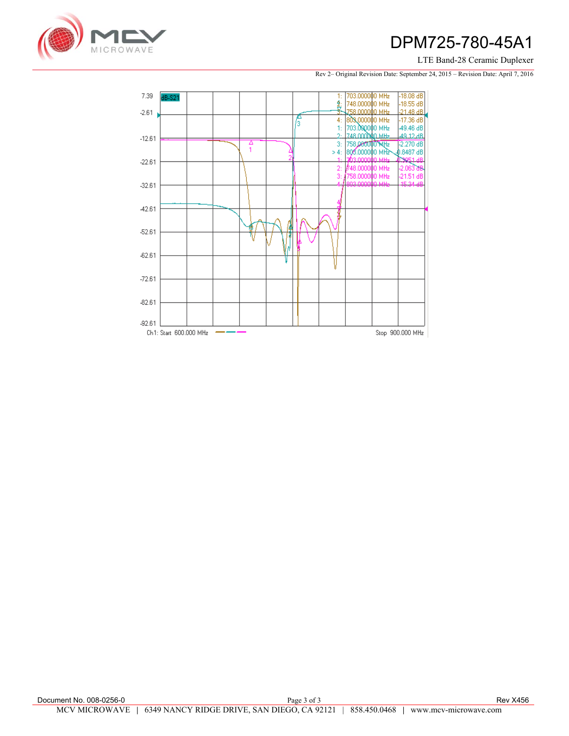# DPM725-780-45A1

LTE Band-28 Ceramic Duplexer

Rev 2– Original Revision Date: September 24, 2015 – Revision Date: April 7, 2016

dB-S21

7.39
-2.61
-12.61
-22.61
-32.61
-42.61
-52.61
-62.61
-72.61
-82.61
-92.61

1: 703.000000 MHz -18.08 dB
2: 748.000000 MHz -18.55 dB
3: 758.000000 MHz -21.48 dB
4: 803.000000 MHz -17.36 dB
1: 703.000000 MHz -49.46 dB
2: 748.000000 MHz -49.12 dB
3: 758.000000 MHz -2.270 dB
> 4: 803.000000 MHz -0.8487 dB
1: 703.000000 MHz -0.9951 dB
2: 748.000000 MHz -2.063 dB
3: 758.000000 MHz -21.51 dB
4: 803.000000 MHz -15.34 dB

Ch1: Start 600.000 MHz
Stop 900.000 MHz

Document No. 008-0256-0

Rev X456

MCV MICROWAVE | 6349 NANCY RIDGE DRIVE, SAN DIEGO, CA 92121 | 858.450.0468 | www.mcv-microwave.com